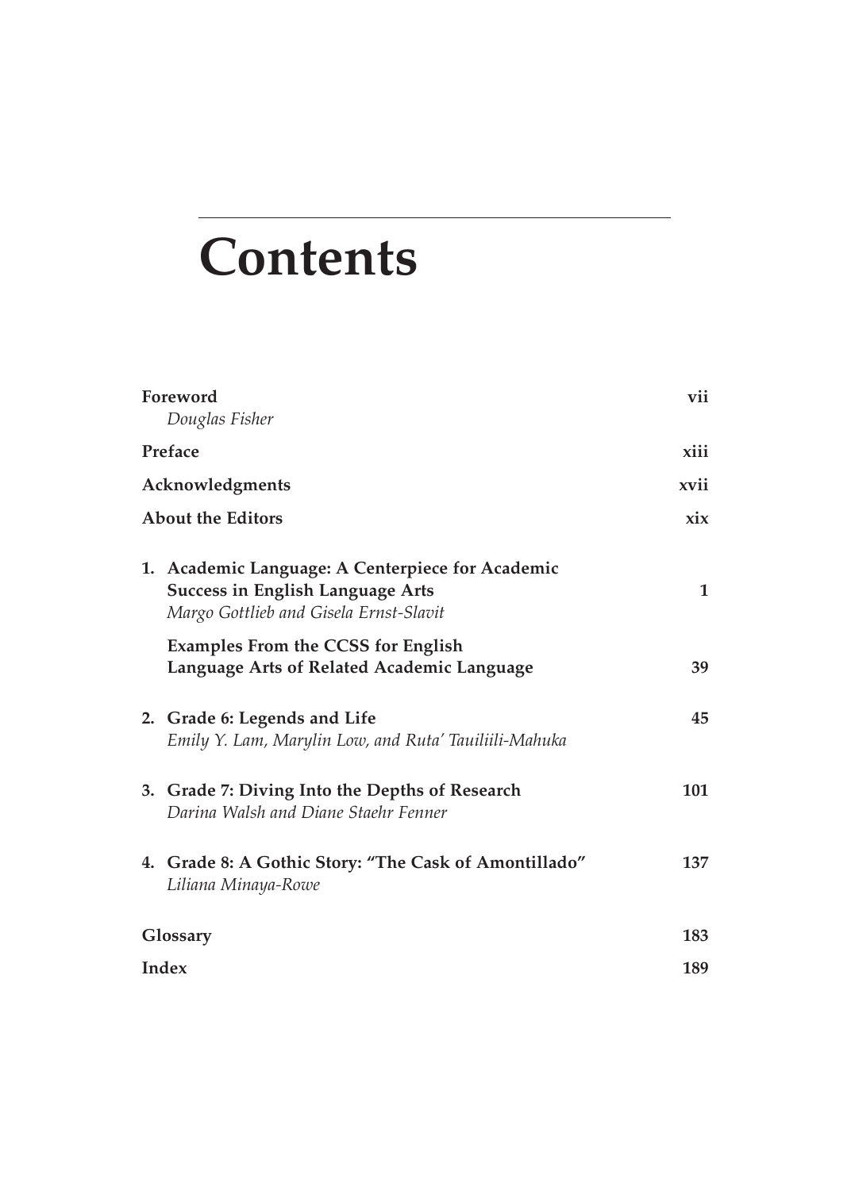# Contents

**Foreword** **vii**
*Douglas Fisher*

**Preface** **xiii**

**Acknowledgments** **xvii**

**About the Editors** **xix**

**1. Academic Language: A Centerpiece for Academic Success in English Language Arts** **1**
*Margo Gottlieb and Gisela Ernst-Slavit*

**Examples From the CCSS for English Language Arts of Related Academic Language** **39**

**2. Grade 6: Legends and Life** **45**
*Emily Y. Lam, Marylin Low, and Ruta' Tauiliili-Mahuka*

**3. Grade 7: Diving Into the Depths of Research** **101**
*Darina Walsh and Diane Staehr Fenner*

**4. Grade 8: A Gothic Story: "The Cask of Amontillado"** **137**
*Liliana Minaya-Rowe*

**Glossary** **183**

**Index** **189**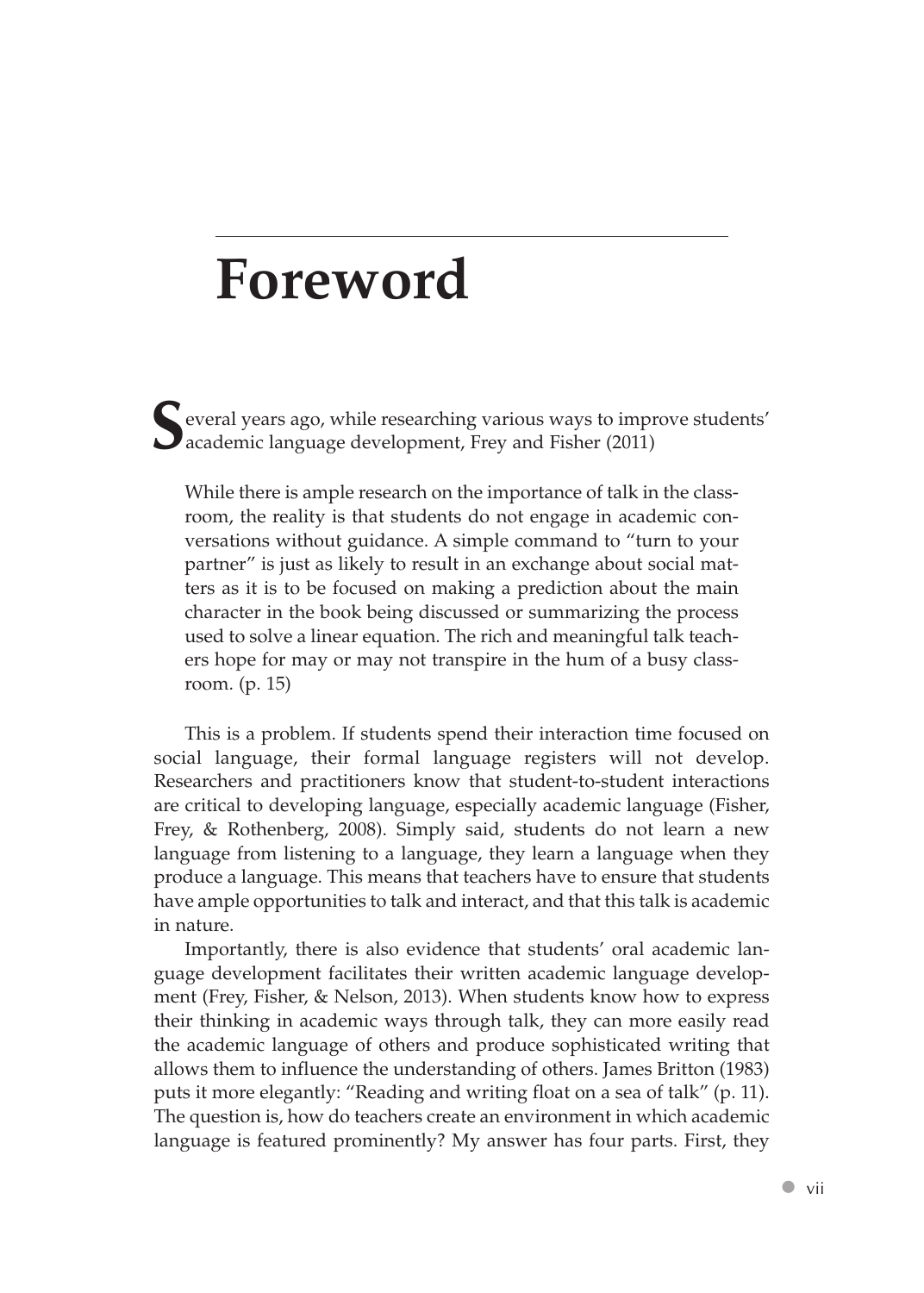# Foreword

Several years ago, while researching various ways to improve students' academic language development, Frey and Fisher (2011)

> While there is ample research on the importance of talk in the classroom, the reality is that students do not engage in academic conversations without guidance. A simple command to "turn to your partner" is just as likely to result in an exchange about social matters as it is to be focused on making a prediction about the main character in the book being discussed or summarizing the process used to solve a linear equation. The rich and meaningful talk teachers hope for may or may not transpire in the hum of a busy classroom. (p. 15)

This is a problem. If students spend their interaction time focused on social language, their formal language registers will not develop. Researchers and practitioners know that student-to-student interactions are critical to developing language, especially academic language (Fisher, Frey, & Rothenberg, 2008). Simply said, students do not learn a new language from listening to a language, they learn a language when they produce a language. This means that teachers have to ensure that students have ample opportunities to talk and interact, and that this talk is academic in nature.

Importantly, there is also evidence that students' oral academic language development facilitates their written academic language development (Frey, Fisher, & Nelson, 2013). When students know how to express their thinking in academic ways through talk, they can more easily read the academic language of others and produce sophisticated writing that allows them to influence the understanding of others. James Britton (1983) puts it more elegantly: "Reading and writing float on a sea of talk" (p. 11). The question is, how do teachers create an environment in which academic language is featured prominently? My answer has four parts. First, they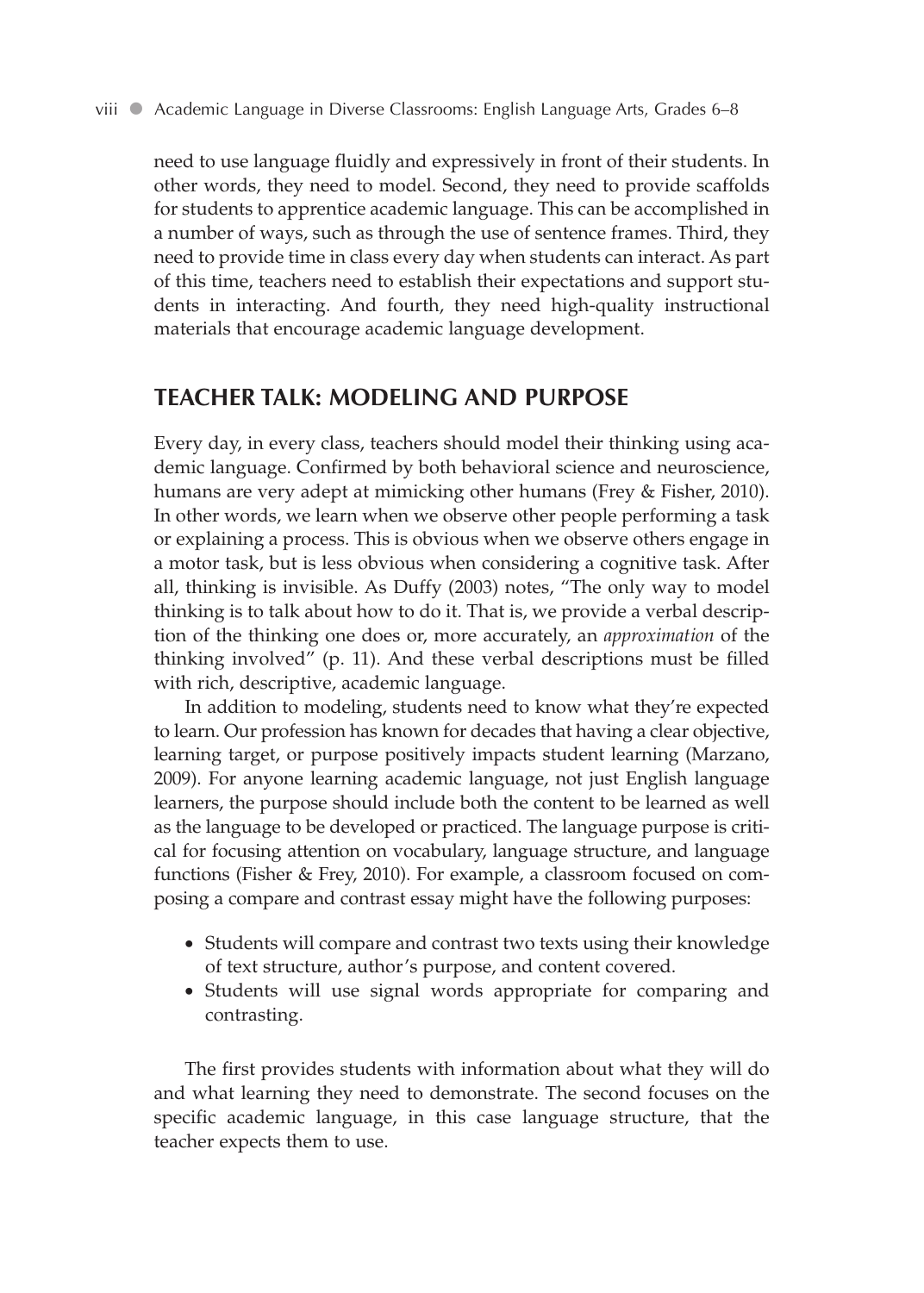need to use language fluidly and expressively in front of their students. In other words, they need to model. Second, they need to provide scaffolds for students to apprentice academic language. This can be accomplished in a number of ways, such as through the use of sentence frames. Third, they need to provide time in class every day when students can interact. As part of this time, teachers need to establish their expectations and support students in interacting. And fourth, they need high-quality instructional materials that encourage academic language development.

## TEACHER TALK: MODELING AND PURPOSE

Every day, in every class, teachers should model their thinking using academic language. Confirmed by both behavioral science and neuroscience, humans are very adept at mimicking other humans (Frey & Fisher, 2010). In other words, we learn when we observe other people performing a task or explaining a process. This is obvious when we observe others engage in a motor task, but is less obvious when considering a cognitive task. After all, thinking is invisible. As Duffy (2003) notes, "The only way to model thinking is to talk about how to do it. That is, we provide a verbal description of the thinking one does or, more accurately, an *approximation* of the thinking involved" (p. 11). And these verbal descriptions must be filled with rich, descriptive, academic language.

In addition to modeling, students need to know what they're expected to learn. Our profession has known for decades that having a clear objective, learning target, or purpose positively impacts student learning (Marzano, 2009). For anyone learning academic language, not just English language learners, the purpose should include both the content to be learned as well as the language to be developed or practiced. The language purpose is critical for focusing attention on vocabulary, language structure, and language functions (Fisher & Frey, 2010). For example, a classroom focused on composing a compare and contrast essay might have the following purposes:

- Students will compare and contrast two texts using their knowledge of text structure, author's purpose, and content covered.
- Students will use signal words appropriate for comparing and contrasting.

The first provides students with information about what they will do and what learning they need to demonstrate. The second focuses on the specific academic language, in this case language structure, that the teacher expects them to use.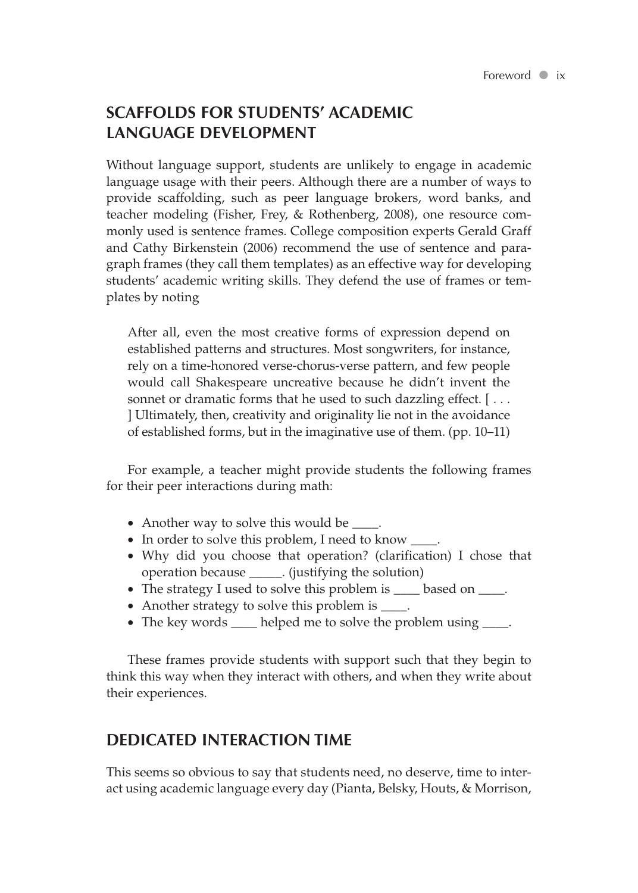## SCAFFOLDS FOR STUDENTS' ACADEMIC LANGUAGE DEVELOPMENT

Without language support, students are unlikely to engage in academic language usage with their peers. Although there are a number of ways to provide scaffolding, such as peer language brokers, word banks, and teacher modeling (Fisher, Frey, & Rothenberg, 2008), one resource commonly used is sentence frames. College composition experts Gerald Graff and Cathy Birkenstein (2006) recommend the use of sentence and paragraph frames (they call them templates) as an effective way for developing students' academic writing skills. They defend the use of frames or templates by noting

> After all, even the most creative forms of expression depend on established patterns and structures. Most songwriters, for instance, rely on a time-honored verse-chorus-verse pattern, and few people would call Shakespeare uncreative because he didn't invent the sonnet or dramatic forms that he used to such dazzling effect. [ . . . ] Ultimately, then, creativity and originality lie not in the avoidance of established forms, but in the imaginative use of them. (pp. 10–11)

For example, a teacher might provide students the following frames for their peer interactions during math:

- Another way to solve this would be ____.
- In order to solve this problem, I need to know ____.
- Why did you choose that operation? (clarification) I chose that operation because _____. (justifying the solution)
- The strategy I used to solve this problem is ____ based on ____.
- Another strategy to solve this problem is ____.
- The key words ____ helped me to solve the problem using ____.

These frames provide students with support such that they begin to think this way when they interact with others, and when they write about their experiences.

## DEDICATED INTERACTION TIME

This seems so obvious to say that students need, no deserve, time to interact using academic language every day (Pianta, Belsky, Houts, & Morrison,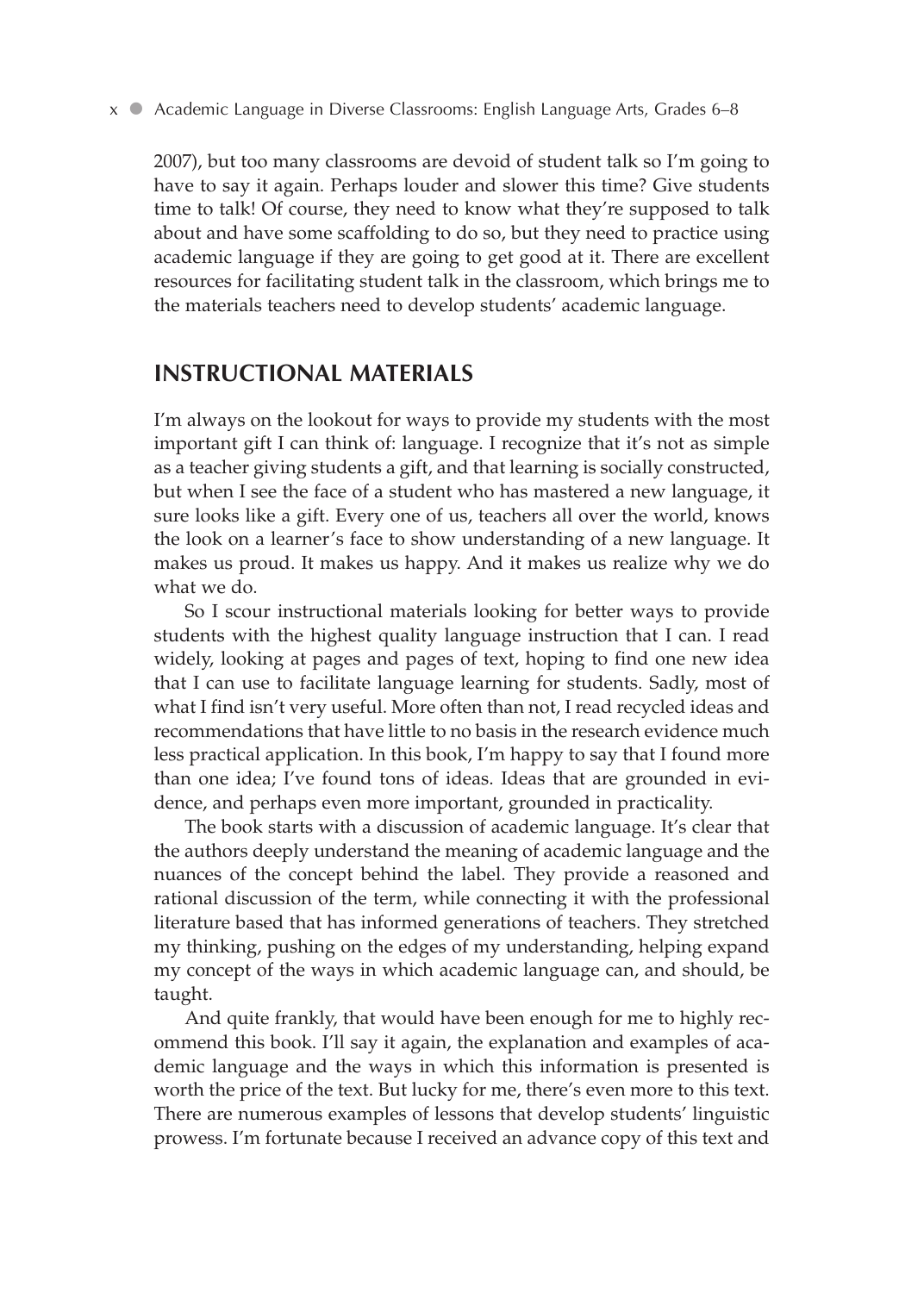2007), but too many classrooms are devoid of student talk so I'm going to have to say it again. Perhaps louder and slower this time? Give students time to talk! Of course, they need to know what they're supposed to talk about and have some scaffolding to do so, but they need to practice using academic language if they are going to get good at it. There are excellent resources for facilitating student talk in the classroom, which brings me to the materials teachers need to develop students' academic language.

## INSTRUCTIONAL MATERIALS

I'm always on the lookout for ways to provide my students with the most important gift I can think of: language. I recognize that it's not as simple as a teacher giving students a gift, and that learning is socially constructed, but when I see the face of a student who has mastered a new language, it sure looks like a gift. Every one of us, teachers all over the world, knows the look on a learner's face to show understanding of a new language. It makes us proud. It makes us happy. And it makes us realize why we do what we do.

So I scour instructional materials looking for better ways to provide students with the highest quality language instruction that I can. I read widely, looking at pages and pages of text, hoping to find one new idea that I can use to facilitate language learning for students. Sadly, most of what I find isn't very useful. More often than not, I read recycled ideas and recommendations that have little to no basis in the research evidence much less practical application. In this book, I'm happy to say that I found more than one idea; I've found tons of ideas. Ideas that are grounded in evidence, and perhaps even more important, grounded in practicality.

The book starts with a discussion of academic language. It's clear that the authors deeply understand the meaning of academic language and the nuances of the concept behind the label. They provide a reasoned and rational discussion of the term, while connecting it with the professional literature based that has informed generations of teachers. They stretched my thinking, pushing on the edges of my understanding, helping expand my concept of the ways in which academic language can, and should, be taught.

And quite frankly, that would have been enough for me to highly recommend this book. I'll say it again, the explanation and examples of academic language and the ways in which this information is presented is worth the price of the text. But lucky for me, there's even more to this text. There are numerous examples of lessons that develop students' linguistic prowess. I'm fortunate because I received an advance copy of this text and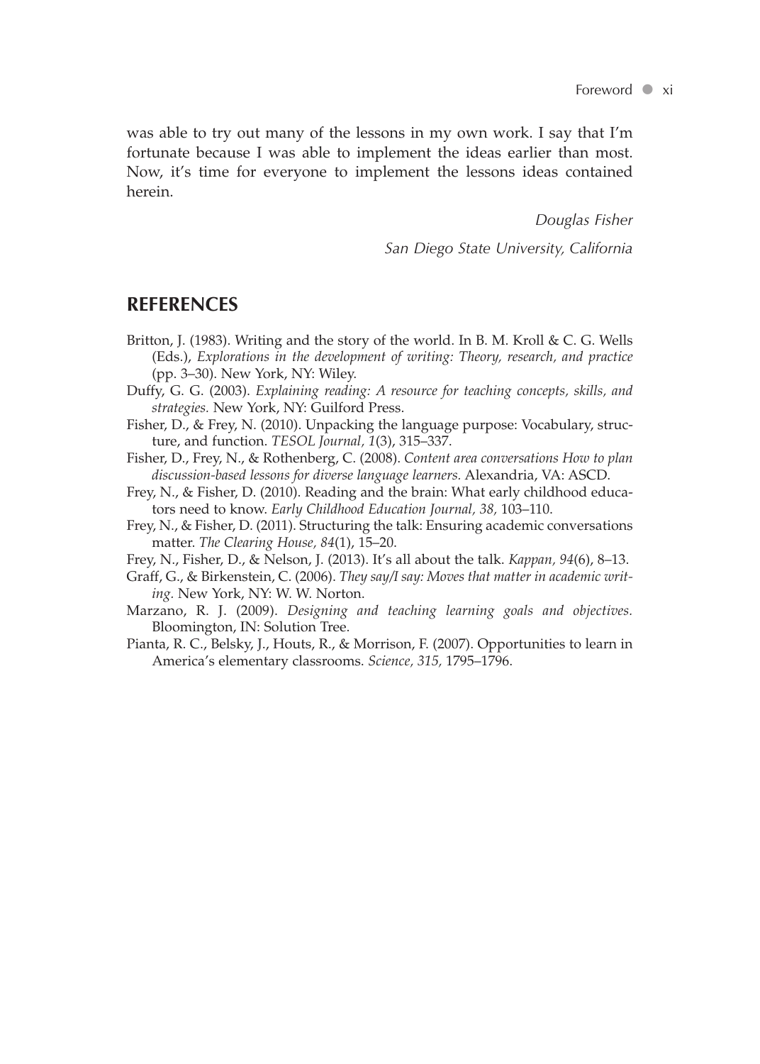was able to try out many of the lessons in my own work. I say that I'm fortunate because I was able to implement the ideas earlier than most. Now, it's time for everyone to implement the lessons ideas contained herein.

*Douglas Fisher*

*San Diego State University, California*

## REFERENCES

Britton, J. (1983). Writing and the story of the world. In B. M. Kroll & C. G. Wells (Eds.), *Explorations in the development of writing: Theory, research, and practice* (pp. 3–30). New York, NY: Wiley.

Duffy, G. G. (2003). *Explaining reading: A resource for teaching concepts, skills, and strategies.* New York, NY: Guilford Press.

Fisher, D., & Frey, N. (2010). Unpacking the language purpose: Vocabulary, structure, and function. *TESOL Journal, 1*(3), 315–337.

Fisher, D., Frey, N., & Rothenberg, C. (2008). *Content area conversations How to plan discussion-based lessons for diverse language learners.* Alexandria, VA: ASCD.

Frey, N., & Fisher, D. (2010). Reading and the brain: What early childhood educators need to know. *Early Childhood Education Journal, 38,* 103–110.

Frey, N., & Fisher, D. (2011). Structuring the talk: Ensuring academic conversations matter. *The Clearing House, 84*(1), 15–20.

Frey, N., Fisher, D., & Nelson, J. (2013). It's all about the talk. *Kappan, 94*(6), 8–13.

Graff, G., & Birkenstein, C. (2006). *They say/I say: Moves that matter in academic writing.* New York, NY: W. W. Norton.

Marzano, R. J. (2009). *Designing and teaching learning goals and objectives.* Bloomington, IN: Solution Tree.

Pianta, R. C., Belsky, J., Houts, R., & Morrison, F. (2007). Opportunities to learn in America's elementary classrooms. *Science, 315,* 1795–1796.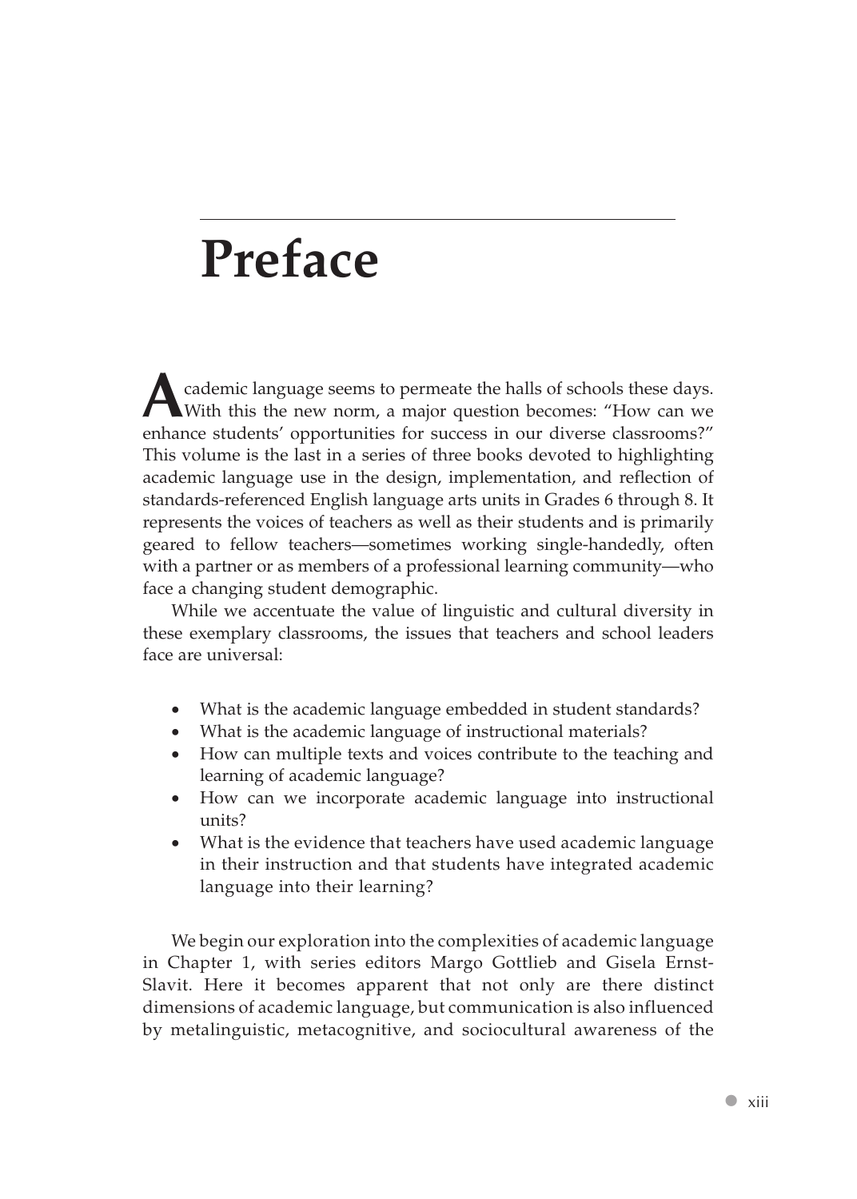# Preface

Academic language seems to permeate the halls of schools these days. With this the new norm, a major question becomes: "How can we enhance students' opportunities for success in our diverse classrooms?" This volume is the last in a series of three books devoted to highlighting academic language use in the design, implementation, and reflection of standards-referenced English language arts units in Grades 6 through 8. It represents the voices of teachers as well as their students and is primarily geared to fellow teachers—sometimes working single-handedly, often with a partner or as members of a professional learning community—who face a changing student demographic.

While we accentuate the value of linguistic and cultural diversity in these exemplary classrooms, the issues that teachers and school leaders face are universal:

- What is the academic language embedded in student standards?
- What is the academic language of instructional materials?
- How can multiple texts and voices contribute to the teaching and learning of academic language?
- How can we incorporate academic language into instructional units?
- What is the evidence that teachers have used academic language in their instruction and that students have integrated academic language into their learning?

We begin our exploration into the complexities of academic language in Chapter 1, with series editors Margo Gottlieb and Gisela Ernst-Slavit. Here it becomes apparent that not only are there distinct dimensions of academic language, but communication is also influenced by metalinguistic, metacognitive, and sociocultural awareness of the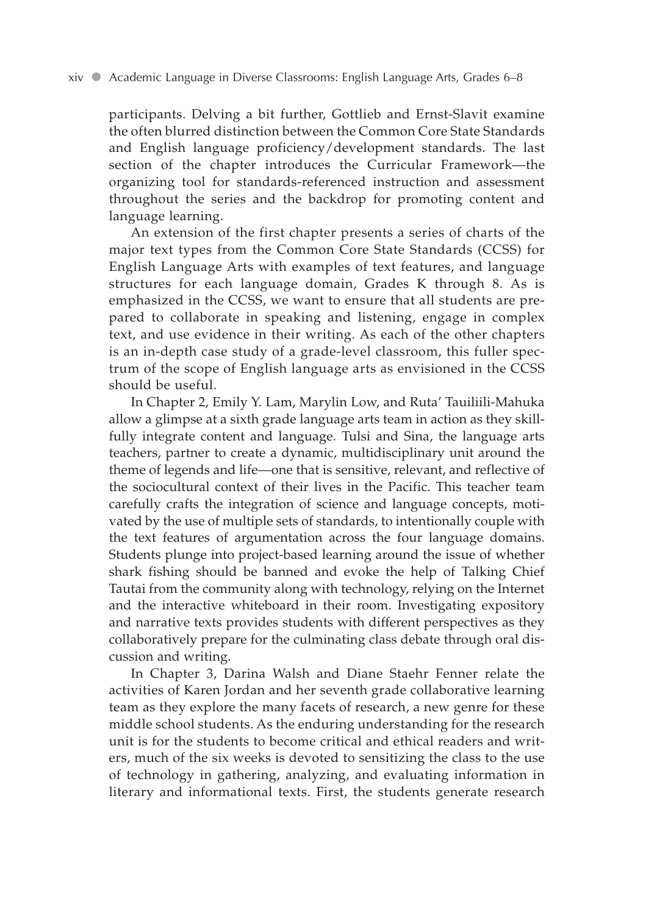participants. Delving a bit further, Gottlieb and Ernst-Slavit examine the often blurred distinction between the Common Core State Standards and English language proficiency/development standards. The last section of the chapter introduces the Curricular Framework—the organizing tool for standards-referenced instruction and assessment throughout the series and the backdrop for promoting content and language learning.

An extension of the first chapter presents a series of charts of the major text types from the Common Core State Standards (CCSS) for English Language Arts with examples of text features, and language structures for each language domain, Grades K through 8. As is emphasized in the CCSS, we want to ensure that all students are prepared to collaborate in speaking and listening, engage in complex text, and use evidence in their writing. As each of the other chapters is an in-depth case study of a grade-level classroom, this fuller spectrum of the scope of English language arts as envisioned in the CCSS should be useful.

In Chapter 2, Emily Y. Lam, Marylin Low, and Ruta' Tauiliili-Mahuka allow a glimpse at a sixth grade language arts team in action as they skillfully integrate content and language. Tulsi and Sina, the language arts teachers, partner to create a dynamic, multidisciplinary unit around the theme of legends and life—one that is sensitive, relevant, and reflective of the sociocultural context of their lives in the Pacific. This teacher team carefully crafts the integration of science and language concepts, motivated by the use of multiple sets of standards, to intentionally couple with the text features of argumentation across the four language domains. Students plunge into project-based learning around the issue of whether shark fishing should be banned and evoke the help of Talking Chief Tautai from the community along with technology, relying on the Internet and the interactive whiteboard in their room. Investigating expository and narrative texts provides students with different perspectives as they collaboratively prepare for the culminating class debate through oral discussion and writing.

In Chapter 3, Darina Walsh and Diane Staehr Fenner relate the activities of Karen Jordan and her seventh grade collaborative learning team as they explore the many facets of research, a new genre for these middle school students. As the enduring understanding for the research unit is for the students to become critical and ethical readers and writers, much of the six weeks is devoted to sensitizing the class to the use of technology in gathering, analyzing, and evaluating information in literary and informational texts. First, the students generate research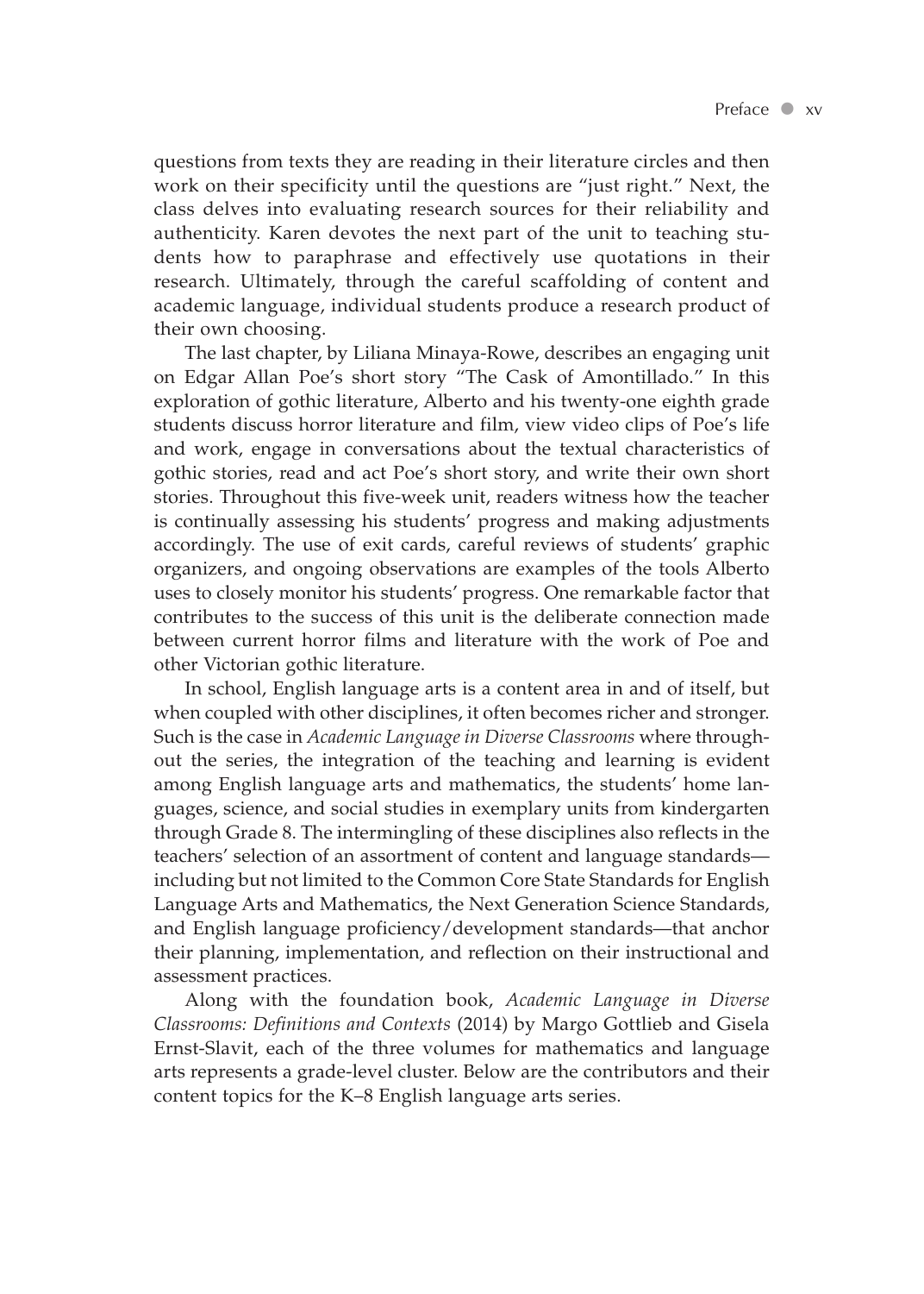questions from texts they are reading in their literature circles and then work on their specificity until the questions are "just right." Next, the class delves into evaluating research sources for their reliability and authenticity. Karen devotes the next part of the unit to teaching students how to paraphrase and effectively use quotations in their research. Ultimately, through the careful scaffolding of content and academic language, individual students produce a research product of their own choosing.

The last chapter, by Liliana Minaya-Rowe, describes an engaging unit on Edgar Allan Poe's short story "The Cask of Amontillado." In this exploration of gothic literature, Alberto and his twenty-one eighth grade students discuss horror literature and film, view video clips of Poe's life and work, engage in conversations about the textual characteristics of gothic stories, read and act Poe's short story, and write their own short stories. Throughout this five-week unit, readers witness how the teacher is continually assessing his students' progress and making adjustments accordingly. The use of exit cards, careful reviews of students' graphic organizers, and ongoing observations are examples of the tools Alberto uses to closely monitor his students' progress. One remarkable factor that contributes to the success of this unit is the deliberate connection made between current horror films and literature with the work of Poe and other Victorian gothic literature.

In school, English language arts is a content area in and of itself, but when coupled with other disciplines, it often becomes richer and stronger. Such is the case in *Academic Language in Diverse Classrooms* where throughout the series, the integration of the teaching and learning is evident among English language arts and mathematics, the students' home languages, science, and social studies in exemplary units from kindergarten through Grade 8. The intermingling of these disciplines also reflects in the teachers' selection of an assortment of content and language standards—including but not limited to the Common Core State Standards for English Language Arts and Mathematics, the Next Generation Science Standards, and English language proficiency/development standards—that anchor their planning, implementation, and reflection on their instructional and assessment practices.

Along with the foundation book, *Academic Language in Diverse Classrooms: Definitions and Contexts* (2014) by Margo Gottlieb and Gisela Ernst-Slavit, each of the three volumes for mathematics and language arts represents a grade-level cluster. Below are the contributors and their content topics for the K–8 English language arts series.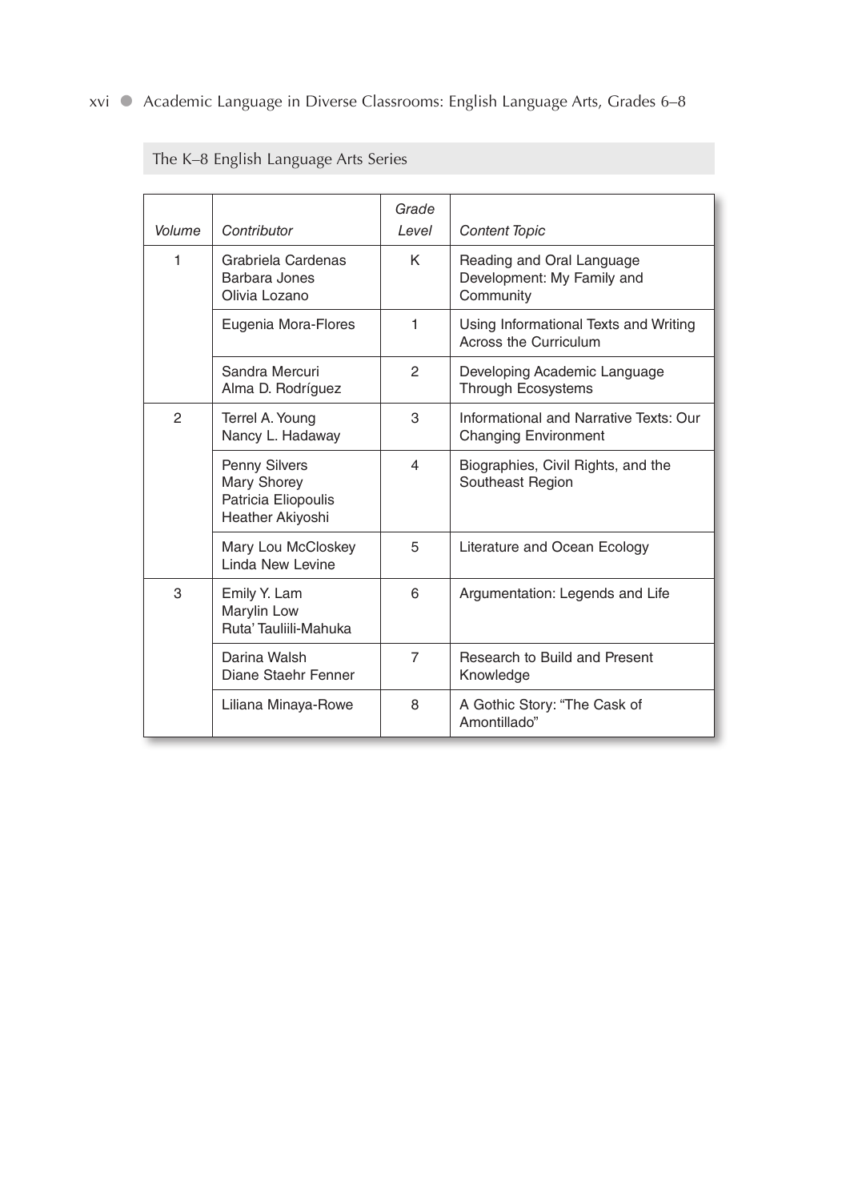## The K–8 English Language Arts Series

| *Volume* | *Contributor* | *Grade Level* | *Content Topic* |
|---|---|---|---|
| 1 | Grabriela Cardenas<br>Barbara Jones<br>Olivia Lozano | K | Reading and Oral Language Development: My Family and Community |
| | Eugenia Mora-Flores | 1 | Using Informational Texts and Writing Across the Curriculum |
| | Sandra Mercuri<br>Alma D. Rodríguez | 2 | Developing Academic Language Through Ecosystems |
| 2 | Terrel A. Young<br>Nancy L. Hadaway | 3 | Informational and Narrative Texts: Our Changing Environment |
| | Penny Silvers<br>Mary Shorey<br>Patricia Eliopoulis<br>Heather Akiyoshi | 4 | Biographies, Civil Rights, and the Southeast Region |
| | Mary Lou McCloskey<br>Linda New Levine | 5 | Literature and Ocean Ecology |
| 3 | Emily Y. Lam<br>Marylin Low<br>Ruta' Tauliili-Mahuka | 6 | Argumentation: Legends and Life |
| | Darina Walsh<br>Diane Staehr Fenner | 7 | Research to Build and Present Knowledge |
| | Liliana Minaya-Rowe | 8 | A Gothic Story: "The Cask of Amontillado" |